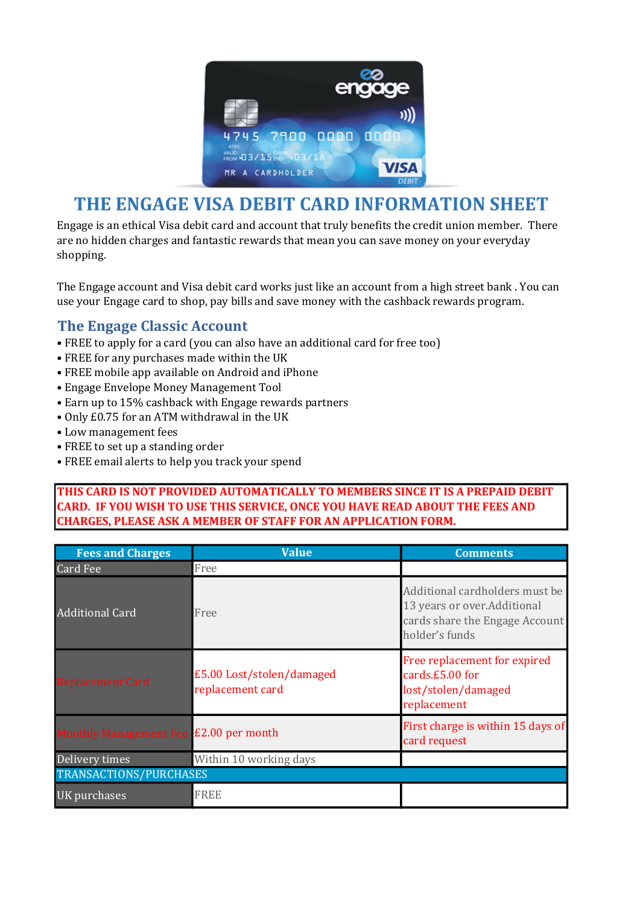# THE ENGAGE VISA DEBIT CARD INFORMATION SHEET

Engage is an ethical Visa debit card and account that truly benefits the credit union member. There are no hidden charges and fantastic rewards that mean you can save money on your everyday shopping.

The Engage account and Visa debit card works just like an account from a high street bank . You can use your Engage card to shop, pay bills and save money with the cashback rewards program.

## The Engage Classic Account

- FREE to apply for a card (you can also have an additional card for free too)
- FREE for any purchases made within the UK
- FREE mobile app available on Android and iPhone
- Engage Envelope Money Management Tool
- Earn up to 15% cashback with Engage rewards partners
- Only £0.75 for an ATM withdrawal in the UK
- Low management fees
- FREE to set up a standing order
- FREE email alerts to help you track your spend

**THIS CARD IS NOT PROVIDED AUTOMATICALLY TO MEMBERS SINCE IT IS A PREPAID DEBIT CARD. IF YOU WISH TO USE THIS SERVICE, ONCE YOU HAVE READ ABOUT THE FEES AND CHARGES, PLEASE ASK A MEMBER OF STAFF FOR AN APPLICATION FORM.**

| Fees and Charges | Value | Comments |
| --- | --- | --- |
| Card Fee | Free | |
| Additional Card | Free | Additional cardholders must be 13 years or over.Additional cards share the Engage Account holder's funds |
| Replacement Card | £5.00 Lost/stolen/damaged replacement card | Free replacement for expired cards.£5.00 for lost/stolen/damaged replacement |
| Monthly Management Fee | £2.00 per month | First charge is within 15 days of card request |
| Delivery times | Within 10 working days | |
| TRANSACTIONS/PURCHASES | | |
| UK purchases | FREE | |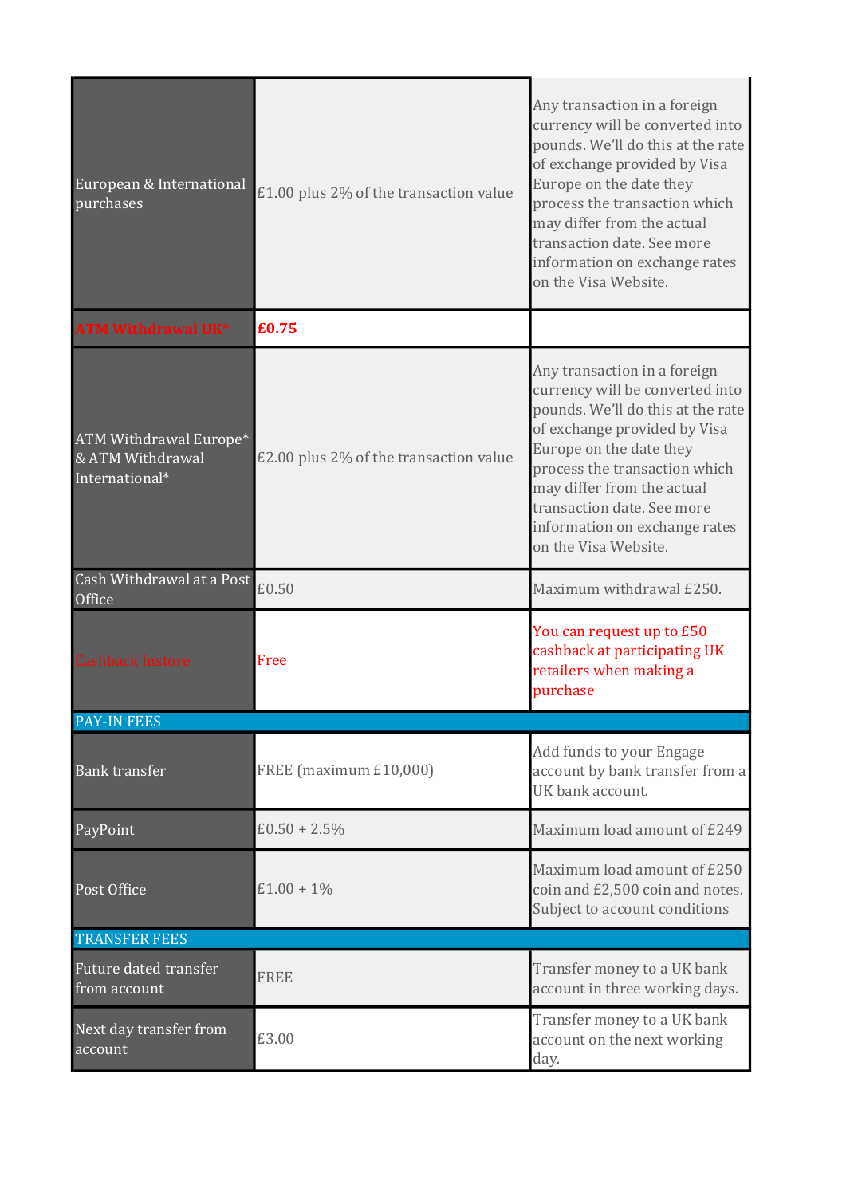| | | |
|---|---|---|
| European & International purchases | £1.00 plus 2% of the transaction value | Any transaction in a foreign currency will be converted into pounds. We'll do this at the rate of exchange provided by Visa Europe on the date they process the transaction which may differ from the actual transaction date. See more information on exchange rates on the Visa Website. |
| **ATM Withdrawal UK*** | **£0.75** | |
| ATM Withdrawal Europe* & ATM Withdrawal International* | £2.00 plus 2% of the transaction value | Any transaction in a foreign currency will be converted into pounds. We'll do this at the rate of exchange provided by Visa Europe on the date they process the transaction which may differ from the actual transaction date. See more information on exchange rates on the Visa Website. |
| Cash Withdrawal at a Post Office | £0.50 | Maximum withdrawal £250. |
| Cashback Instore | Free | You can request up to £50 cashback at participating UK retailers when making a purchase |
| PAY-IN FEES | | |
| Bank transfer | FREE (maximum £10,000) | Add funds to your Engage account by bank transfer from a UK bank account. |
| PayPoint | £0.50 + 2.5% | Maximum load amount of £249 |
| Post Office | £1.00 + 1% | Maximum load amount of £250 coin and £2,500 coin and notes. Subject to account conditions |
| TRANSFER FEES | | |
| Future dated transfer from account | FREE | Transfer money to a UK bank account in three working days. |
| Next day transfer from account | £3.00 | Transfer money to a UK bank account on the next working day. |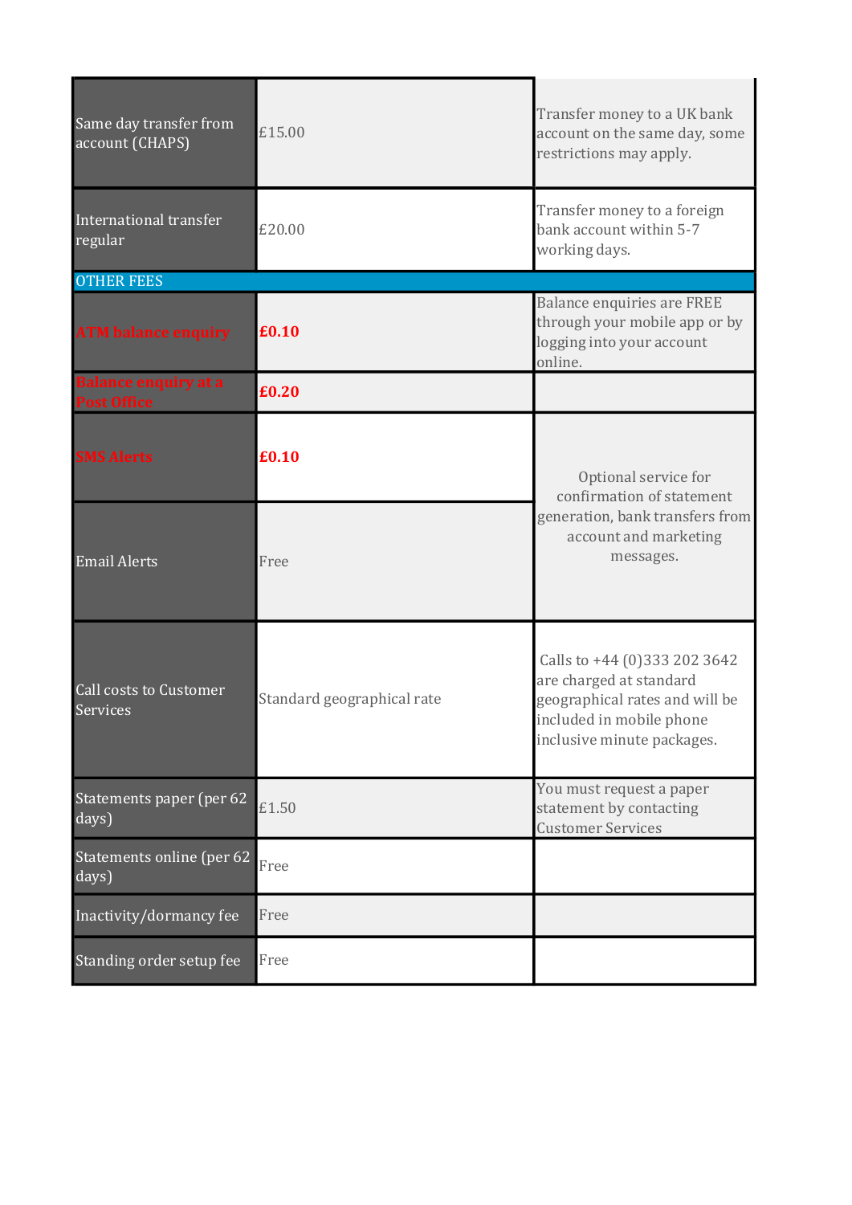| | | |
|---|---|---|
| Same day transfer from account (CHAPS) | £15.00 | Transfer money to a UK bank account on the same day, some restrictions may apply. |
| International transfer regular | £20.00 | Transfer money to a foreign bank account within 5-7 working days. |
| OTHER FEES | | |
| **ATM balance enquiry** | **£0.10** | Balance enquiries are FREE through your mobile app or by logging into your account online. |
| **Balance enquiry at a Post Office** | **£0.20** | |
| **SMS Alerts** | **£0.10** | Optional service for confirmation of statement generation, bank transfers from account and marketing messages. |
| Email Alerts | Free | |
| Call costs to Customer Services | Standard geographical rate | Calls to +44 (0)333 202 3642 are charged at standard geographical rates and will be included in mobile phone inclusive minute packages. |
| Statements paper (per 62 days) | £1.50 | You must request a paper statement by contacting Customer Services |
| Statements online (per 62 days) | Free | |
| Inactivity/dormancy fee | Free | |
| Standing order setup fee | Free | |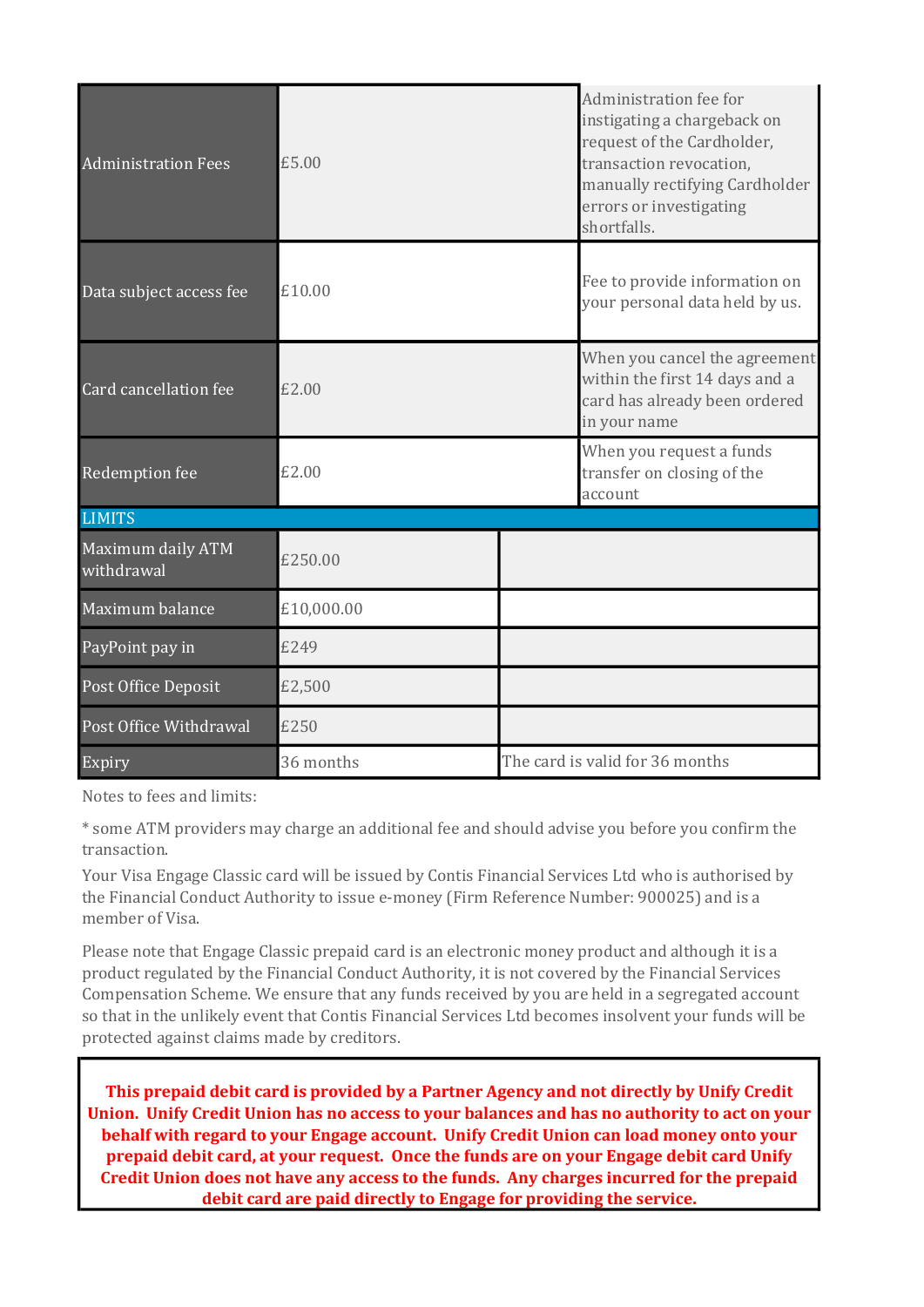| | | |
|---|---|---|
| Administration Fees | £5.00 | Administration fee for instigating a chargeback on request of the Cardholder, transaction revocation, manually rectifying Cardholder errors or investigating shortfalls. |
| Data subject access fee | £10.00 | Fee to provide information on your personal data held by us. |
| Card cancellation fee | £2.00 | When you cancel the agreement within the first 14 days and a card has already been ordered in your name |
| Redemption fee | £2.00 | When you request a funds transfer on closing of the account |
| **LIMITS** | | |
| Maximum daily ATM withdrawal | £250.00 | |
| Maximum balance | £10,000.00 | |
| PayPoint pay in | £249 | |
| Post Office Deposit | £2,500 | |
| Post Office Withdrawal | £250 | |
| Expiry | 36 months | The card is valid for 36 months |

Notes to fees and limits:

* some ATM providers may charge an additional fee and should advise you before you confirm the transaction.

Your Visa Engage Classic card will be issued by Contis Financial Services Ltd who is authorised by the Financial Conduct Authority to issue e-money (Firm Reference Number: 900025) and is a member of Visa.

Please note that Engage Classic prepaid card is an electronic money product and although it is a product regulated by the Financial Conduct Authority, it is not covered by the Financial Services Compensation Scheme. We ensure that any funds received by you are held in a segregated account so that in the unlikely event that Contis Financial Services Ltd becomes insolvent your funds will be protected against claims made by creditors.

**This prepaid debit card is provided by a Partner Agency and not directly by Unify Credit Union. Unify Credit Union has no access to your balances and has no authority to act on your behalf with regard to your Engage account. Unify Credit Union can load money onto your prepaid debit card, at your request. Once the funds are on your Engage debit card Unify Credit Union does not have any access to the funds. Any charges incurred for the prepaid debit card are paid directly to Engage for providing the service.**